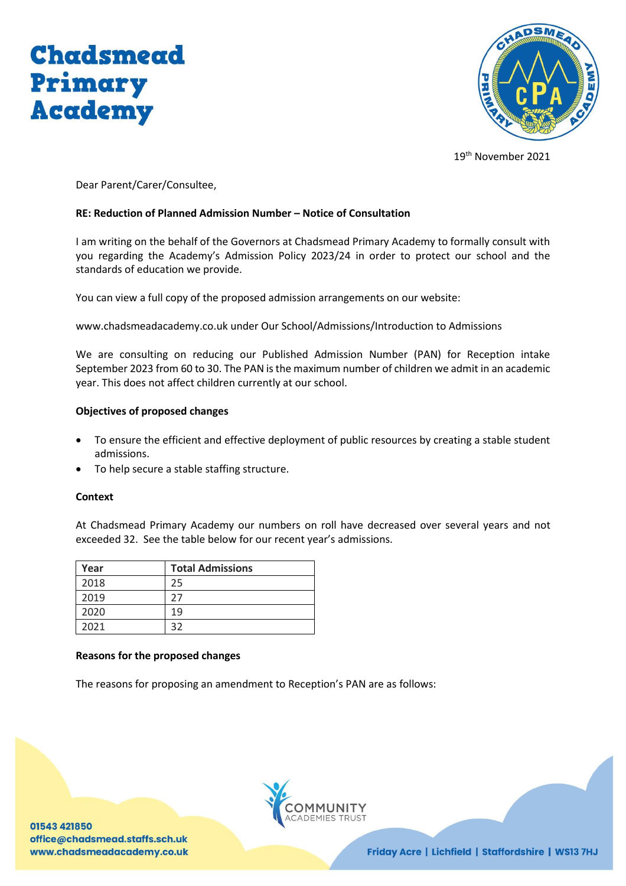# Chadsmead Primary Academy

19th November 2021

Dear Parent/Carer/Consultee,

**RE: Reduction of Planned Admission Number – Notice of Consultation**

I am writing on the behalf of the Governors at Chadsmead Primary Academy to formally consult with you regarding the Academy's Admission Policy 2023/24 in order to protect our school and the standards of education we provide.

You can view a full copy of the proposed admission arrangements on our website:

www.chadsmeadacademy.co.uk under Our School/Admissions/Introduction to Admissions

We are consulting on reducing our Published Admission Number (PAN) for Reception intake September 2023 from 60 to 30. The PAN is the maximum number of children we admit in an academic year. This does not affect children currently at our school.

**Objectives of proposed changes**

- To ensure the efficient and effective deployment of public resources by creating a stable student admissions.
- To help secure a stable staffing structure.

**Context**

At Chadsmead Primary Academy our numbers on roll have decreased over several years and not exceeded 32. See the table below for our recent year's admissions.

| Year | Total Admissions |
|---|---|
| 2018 | 25 |
| 2019 | 27 |
| 2020 | 19 |
| 2021 | 32 |

**Reasons for the proposed changes**

The reasons for proposing an amendment to Reception's PAN are as follows: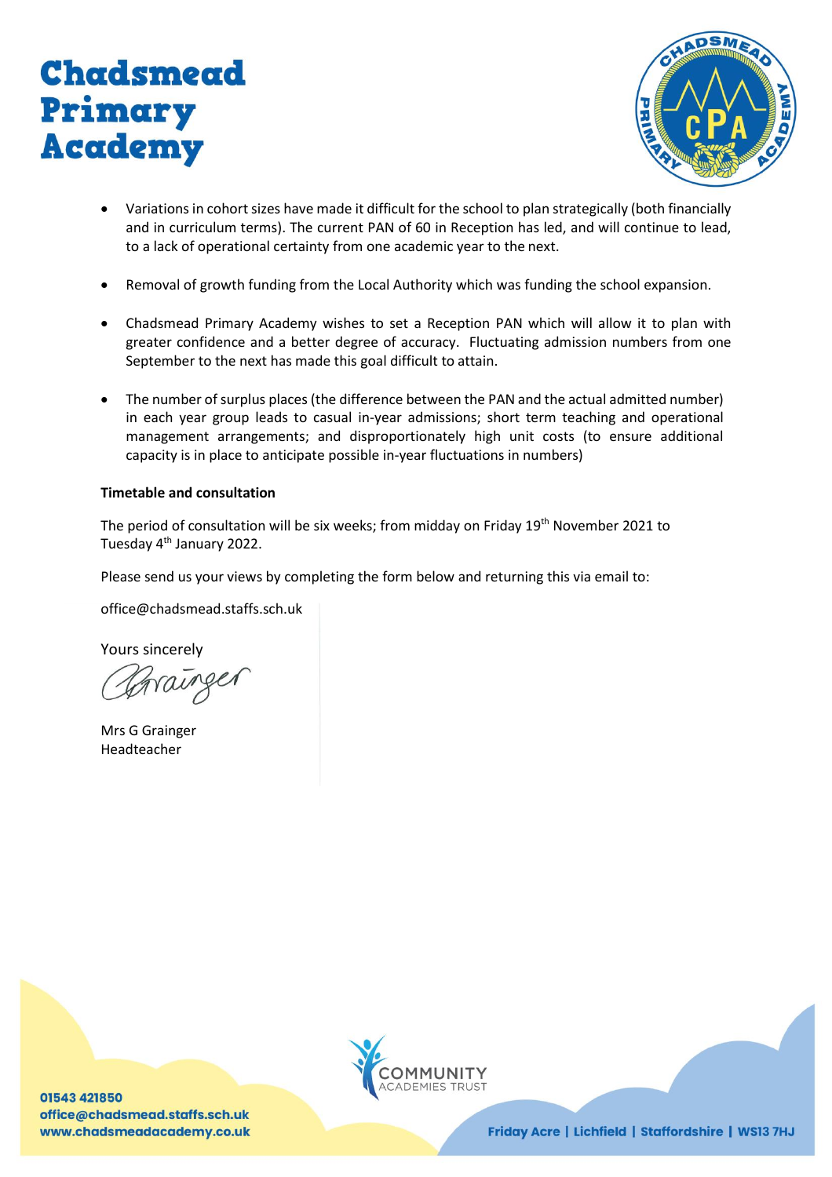- Variations in cohort sizes have made it difficult for the school to plan strategically (both financially and in curriculum terms). The current PAN of 60 in Reception has led, and will continue to lead, to a lack of operational certainty from one academic year to the next.

- Removal of growth funding from the Local Authority which was funding the school expansion.

- Chadsmead Primary Academy wishes to set a Reception PAN which will allow it to plan with greater confidence and a better degree of accuracy. Fluctuating admission numbers from one September to the next has made this goal difficult to attain.

- The number of surplus places (the difference between the PAN and the actual admitted number) in each year group leads to casual in-year admissions; short term teaching and operational management arrangements; and disproportionately high unit costs (to ensure additional capacity is in place to anticipate possible in-year fluctuations in numbers)

**Timetable and consultation**

The period of consultation will be six weeks; from midday on Friday 19th November 2021 to Tuesday 4th January 2022.

Please send us your views by completing the form below and returning this via email to:

office@chadsmead.staffs.sch.uk

Yours sincerely

Mrs G Grainger
Headteacher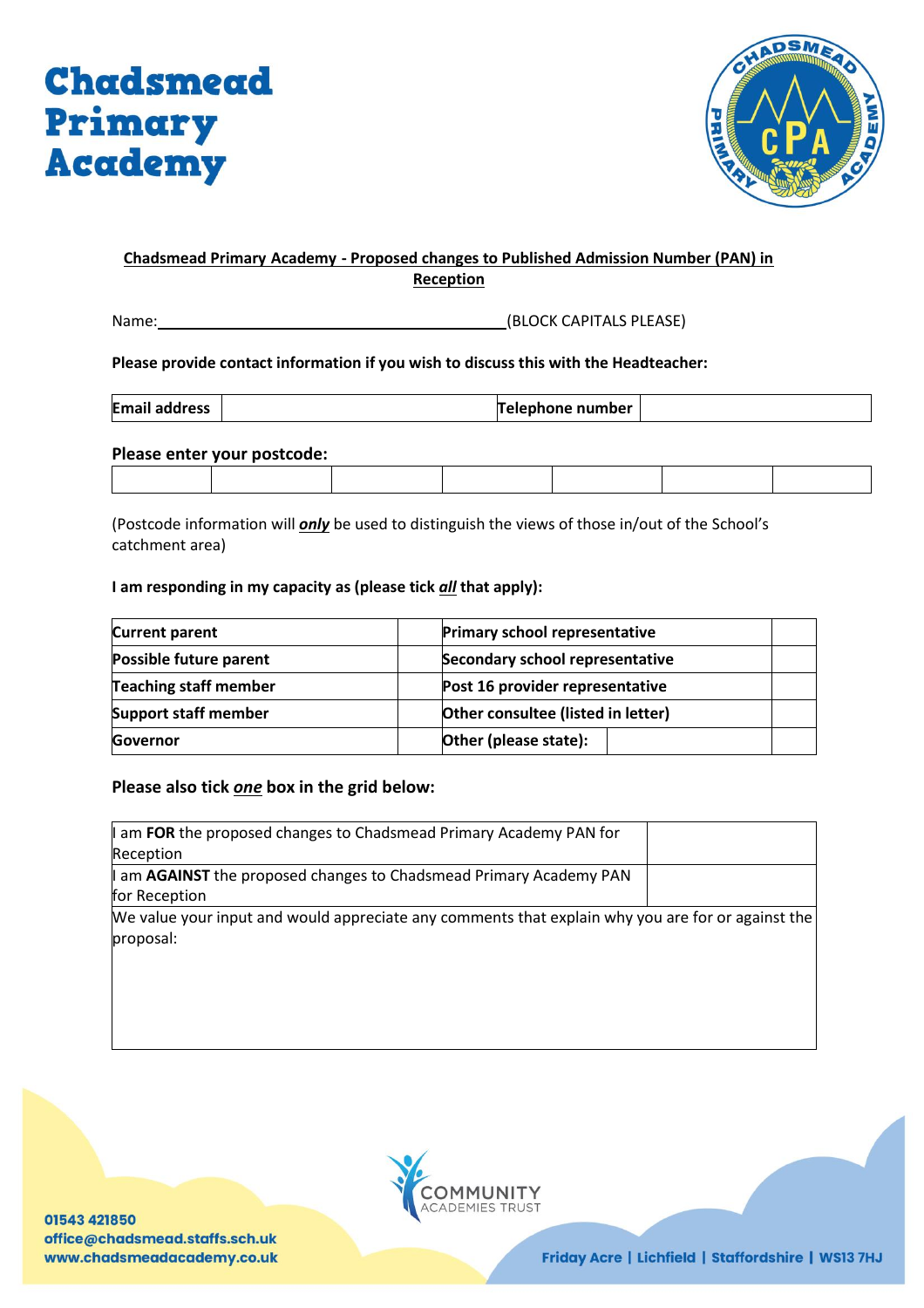# Chadsmead Primary Academy

**Chadsmead Primary Academy - Proposed changes to Published Admission Number (PAN) in Reception**

Name:\_\_\_\_\_\_\_\_\_\_\_\_\_\_\_\_\_\_\_\_\_\_\_\_\_\_\_\_\_\_\_\_\_\_\_\_\_\_\_\_(BLOCK CAPITALS PLEASE)

**Please provide contact information if you wish to discuss this with the Headteacher:**

| | | | |
|---|---|---|---|
| **Email address** | | **Telephone number** | |

**Please enter your postcode:**

| | | | | | | |
|---|---|---|---|---|---|---|
| | | | | | | |

(Postcode information will ***only*** be used to distinguish the views of those in/out of the School's catchment area)

**I am responding in my capacity as (please tick *all* that apply):**

| | | | |
|---|---|---|---|
| **Current parent** | | **Primary school representative** | |
| **Possible future parent** | | **Secondary school representative** | |
| **Teaching staff member** | | **Post 16 provider representative** | |
| **Support staff member** | | **Other consultee (listed in letter)** | |
| **Governor** | | **Other (please state):** | |

**Please also tick *one* box in the grid below:**

| | |
|---|---|
| I am **FOR** the proposed changes to Chadsmead Primary Academy PAN for Reception | |
| I am **AGAINST** the proposed changes to Chadsmead Primary Academy PAN for Reception | |
| We value your input and would appreciate any comments that explain why you are for or against the proposal: | |

COMMUNITY ACADEMIES TRUST

01543 421850
office@chadsmead.staffs.sch.uk
www.chadsmeadacademy.co.uk

Friday Acre | Lichfield | Staffordshire | WS13 7HJ